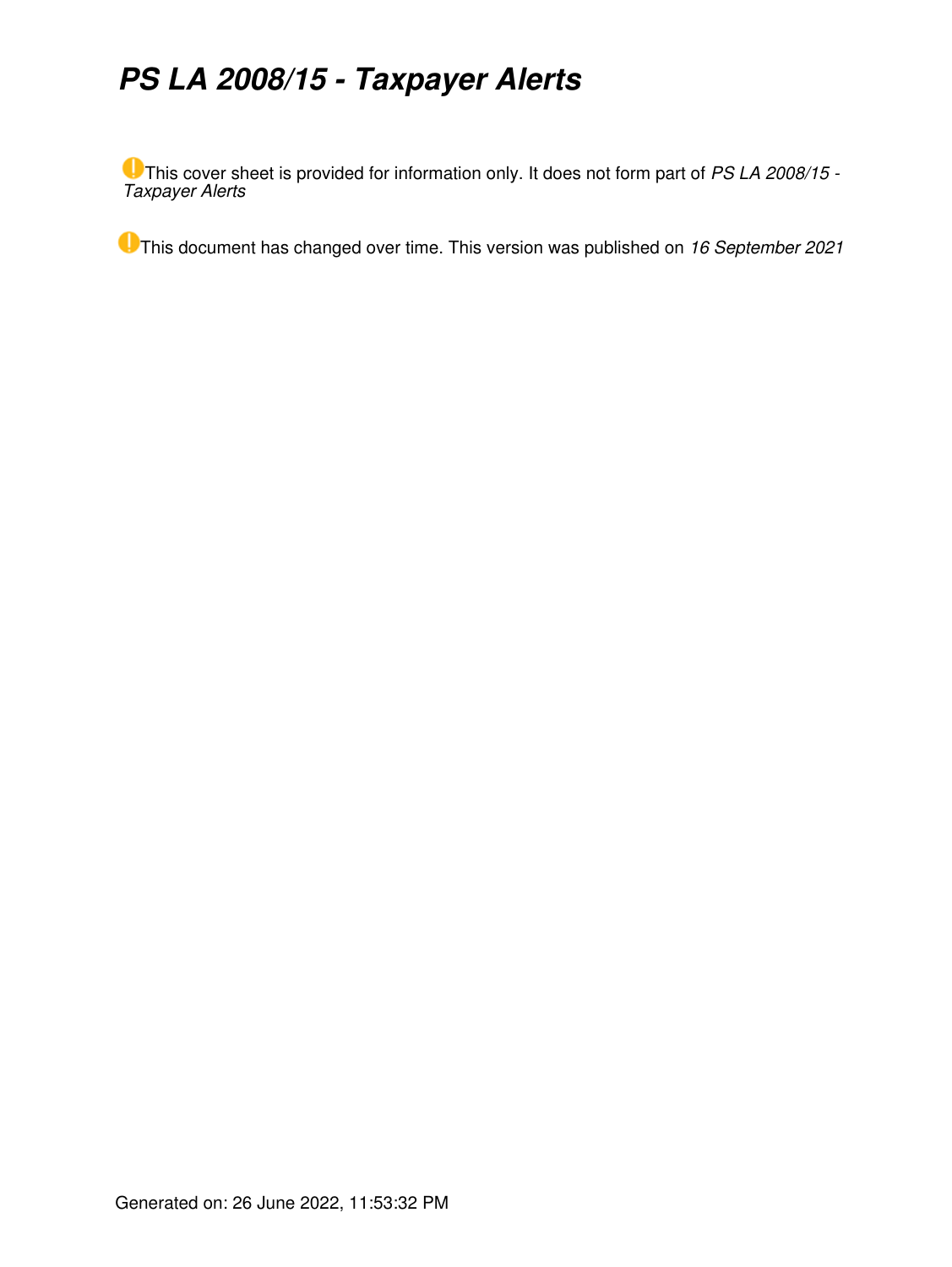# *PS LA 2008/15 - Taxpayer Alerts*

This cover sheet is provided for information only. It does not form part of *PS LA 2008/15 - Taxpayer Alerts*

This document has changed over time. This version was published on *16 September 2021*

Generated on: 26 June 2022, 11:53:32 PM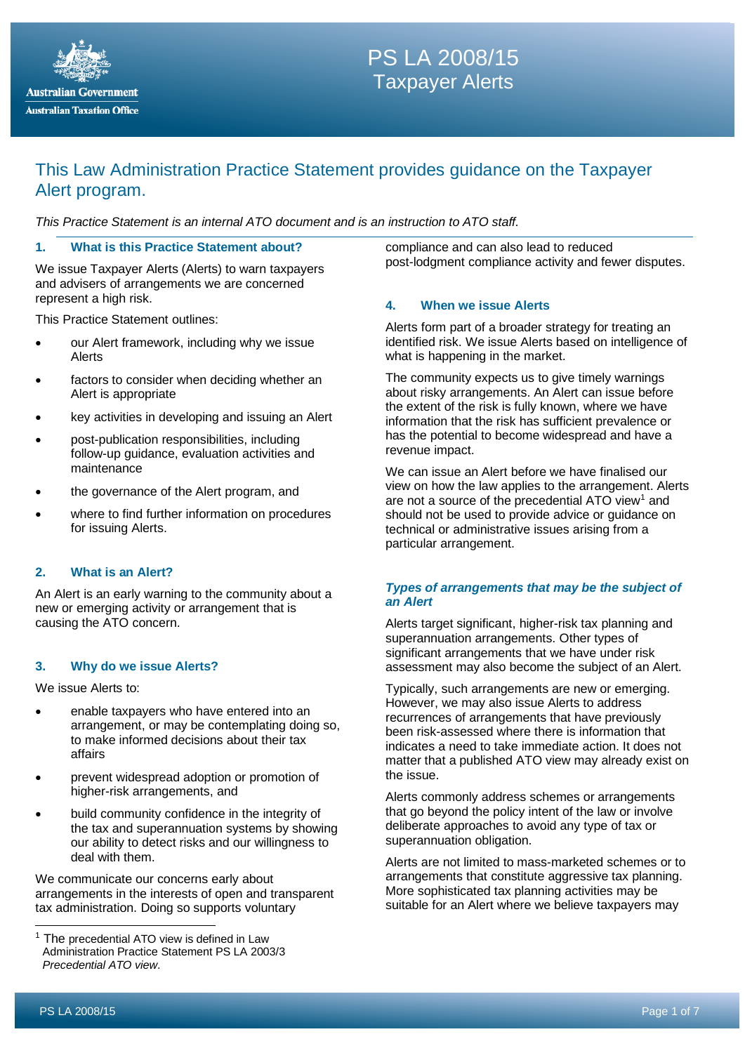# PS LA 2008/15
## Taxpayer Alerts

## This Law Administration Practice Statement provides guidance on the Taxpayer Alert program.

*This Practice Statement is an internal ATO document and is an instruction to ATO staff.*

### 1. What is this Practice Statement about?

We issue Taxpayer Alerts (Alerts) to warn taxpayers and advisers of arrangements we are concerned represent a high risk.

This Practice Statement outlines:

- our Alert framework, including why we issue Alerts
- factors to consider when deciding whether an Alert is appropriate
- key activities in developing and issuing an Alert
- post-publication responsibilities, including follow-up guidance, evaluation activities and maintenance
- the governance of the Alert program, and
- where to find further information on procedures for issuing Alerts.

### 2. What is an Alert?

An Alert is an early warning to the community about a new or emerging activity or arrangement that is causing the ATO concern.

### 3. Why do we issue Alerts?

We issue Alerts to:

- enable taxpayers who have entered into an arrangement, or may be contemplating doing so, to make informed decisions about their tax affairs
- prevent widespread adoption or promotion of higher-risk arrangements, and
- build community confidence in the integrity of the tax and superannuation systems by showing our ability to detect risks and our willingness to deal with them.

We communicate our concerns early about arrangements in the interests of open and transparent tax administration. Doing so supports voluntary compliance and can also lead to reduced post-lodgment compliance activity and fewer disputes.

### 4. When we issue Alerts

Alerts form part of a broader strategy for treating an identified risk. We issue Alerts based on intelligence of what is happening in the market.

The community expects us to give timely warnings about risky arrangements. An Alert can issue before the extent of the risk is fully known, where we have information that the risk has sufficient prevalence or has the potential to become widespread and have a revenue impact.

We can issue an Alert before we have finalised our view on how the law applies to the arrangement. Alerts are not a source of the precedential ATO view[1] and should not be used to provide advice or guidance on technical or administrative issues arising from a particular arrangement.

#### *Types of arrangements that may be the subject of an Alert*

Alerts target significant, higher-risk tax planning and superannuation arrangements. Other types of significant arrangements that we have under risk assessment may also become the subject of an Alert.

Typically, such arrangements are new or emerging. However, we may also issue Alerts to address recurrences of arrangements that have previously been risk-assessed where there is information that indicates a need to take immediate action. It does not matter that a published ATO view may already exist on the issue.

Alerts commonly address schemes or arrangements that go beyond the policy intent of the law or involve deliberate approaches to avoid any type of tax or superannuation obligation.

Alerts are not limited to mass-marketed schemes or to arrangements that constitute aggressive tax planning. More sophisticated tax planning activities may be suitable for an Alert where we believe taxpayers may

---

[1] The precedential ATO view is defined in Law Administration Practice Statement PS LA 2003/3 *Precedential ATO view*.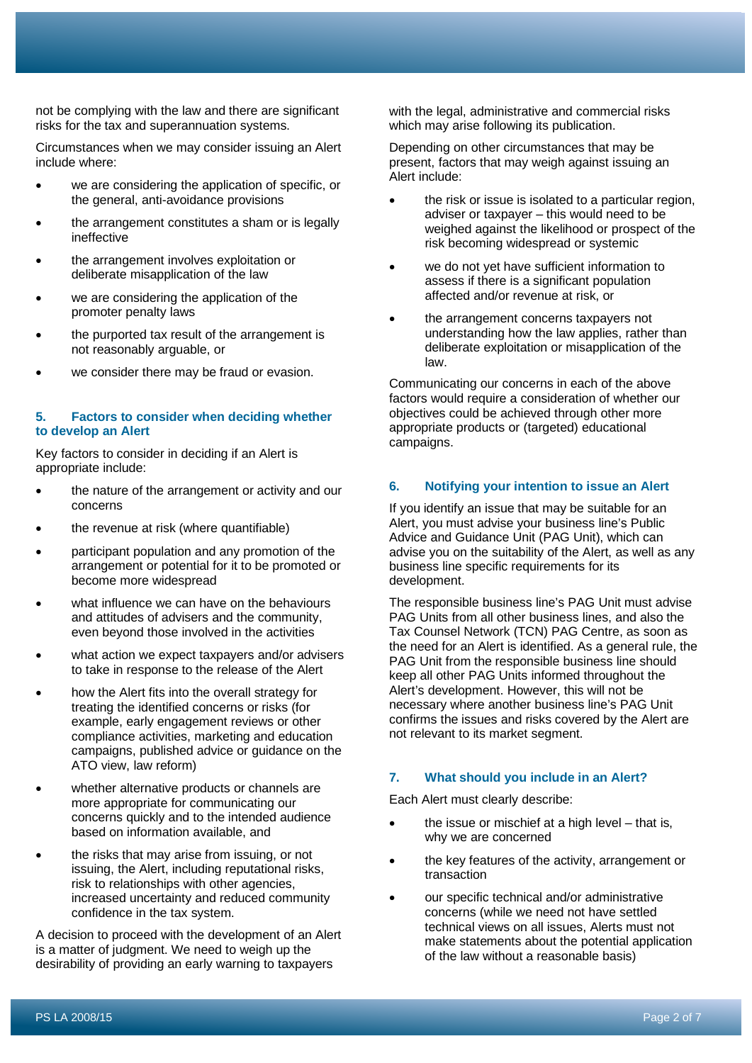not be complying with the law and there are significant risks for the tax and superannuation systems.

Circumstances when we may consider issuing an Alert include where:

- we are considering the application of specific, or the general, anti-avoidance provisions
- the arrangement constitutes a sham or is legally ineffective
- the arrangement involves exploitation or deliberate misapplication of the law
- we are considering the application of the promoter penalty laws
- the purported tax result of the arrangement is not reasonably arguable, or
- we consider there may be fraud or evasion.

## 5. Factors to consider when deciding whether to develop an Alert

Key factors to consider in deciding if an Alert is appropriate include:

- the nature of the arrangement or activity and our concerns
- the revenue at risk (where quantifiable)
- participant population and any promotion of the arrangement or potential for it to be promoted or become more widespread
- what influence we can have on the behaviours and attitudes of advisers and the community, even beyond those involved in the activities
- what action we expect taxpayers and/or advisers to take in response to the release of the Alert
- how the Alert fits into the overall strategy for treating the identified concerns or risks (for example, early engagement reviews or other compliance activities, marketing and education campaigns, published advice or guidance on the ATO view, law reform)
- whether alternative products or channels are more appropriate for communicating our concerns quickly and to the intended audience based on information available, and
- the risks that may arise from issuing, or not issuing, the Alert, including reputational risks, risk to relationships with other agencies, increased uncertainty and reduced community confidence in the tax system.

A decision to proceed with the development of an Alert is a matter of judgment. We need to weigh up the desirability of providing an early warning to taxpayers with the legal, administrative and commercial risks which may arise following its publication.

Depending on other circumstances that may be present, factors that may weigh against issuing an Alert include:

- the risk or issue is isolated to a particular region, adviser or taxpayer – this would need to be weighed against the likelihood or prospect of the risk becoming widespread or systemic
- we do not yet have sufficient information to assess if there is a significant population affected and/or revenue at risk, or
- the arrangement concerns taxpayers not understanding how the law applies, rather than deliberate exploitation or misapplication of the law.

Communicating our concerns in each of the above factors would require a consideration of whether our objectives could be achieved through other more appropriate products or (targeted) educational campaigns.

## 6. Notifying your intention to issue an Alert

If you identify an issue that may be suitable for an Alert, you must advise your business line's Public Advice and Guidance Unit (PAG Unit), which can advise you on the suitability of the Alert, as well as any business line specific requirements for its development.

The responsible business line's PAG Unit must advise PAG Units from all other business lines, and also the Tax Counsel Network (TCN) PAG Centre, as soon as the need for an Alert is identified. As a general rule, the PAG Unit from the responsible business line should keep all other PAG Units informed throughout the Alert's development. However, this will not be necessary where another business line's PAG Unit confirms the issues and risks covered by the Alert are not relevant to its market segment.

## 7. What should you include in an Alert?

Each Alert must clearly describe:

- the issue or mischief at a high level – that is, why we are concerned
- the key features of the activity, arrangement or transaction
- our specific technical and/or administrative concerns (while we need not have settled technical views on all issues, Alerts must not make statements about the potential application of the law without a reasonable basis)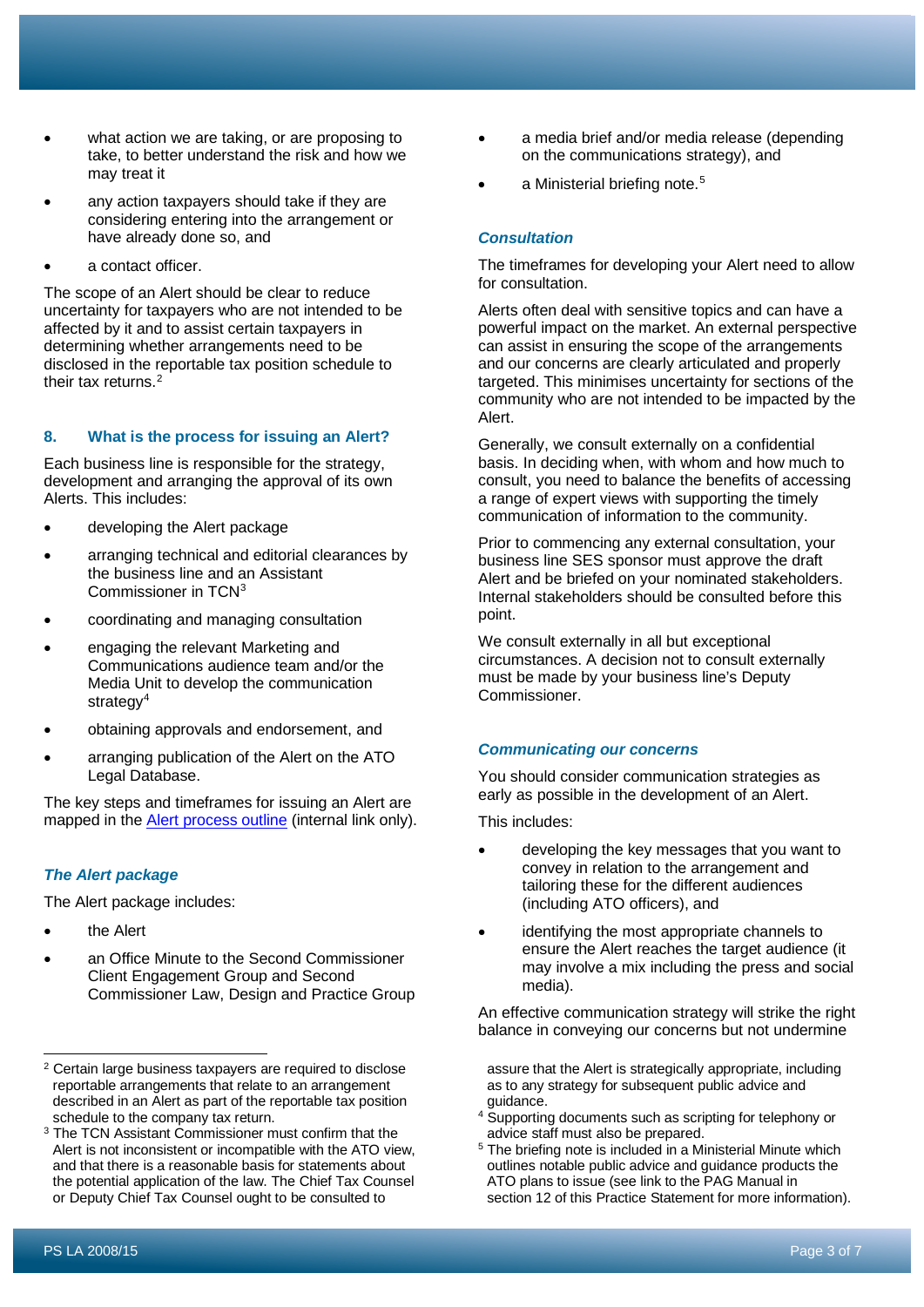- what action we are taking, or are proposing to take, to better understand the risk and how we may treat it
- any action taxpayers should take if they are considering entering into the arrangement or have already done so, and
- a contact officer.

The scope of an Alert should be clear to reduce uncertainty for taxpayers who are not intended to be affected by it and to assist certain taxpayers in determining whether arrangements need to be disclosed in the reportable tax position schedule to their tax returns.[2]

## 8. What is the process for issuing an Alert?

Each business line is responsible for the strategy, development and arranging the approval of its own Alerts. This includes:

- developing the Alert package
- arranging technical and editorial clearances by the business line and an Assistant Commissioner in TCN[3]
- coordinating and managing consultation
- engaging the relevant Marketing and Communications audience team and/or the Media Unit to develop the communication strategy[4]
- obtaining approvals and endorsement, and
- arranging publication of the Alert on the ATO Legal Database.

The key steps and timeframes for issuing an Alert are mapped in the [Alert process outline](#) (internal link only).

### *The Alert package*

The Alert package includes:

- the Alert
- an Office Minute to the Second Commissioner Client Engagement Group and Second Commissioner Law, Design and Practice Group
- a media brief and/or media release (depending on the communications strategy), and
- a Ministerial briefing note.[5]

### *Consultation*

The timeframes for developing your Alert need to allow for consultation.

Alerts often deal with sensitive topics and can have a powerful impact on the market. An external perspective can assist in ensuring the scope of the arrangements and our concerns are clearly articulated and properly targeted. This minimises uncertainty for sections of the community who are not intended to be impacted by the Alert.

Generally, we consult externally on a confidential basis. In deciding when, with whom and how much to consult, you need to balance the benefits of accessing a range of expert views with supporting the timely communication of information to the community.

Prior to commencing any external consultation, your business line SES sponsor must approve the draft Alert and be briefed on your nominated stakeholders. Internal stakeholders should be consulted before this point.

We consult externally in all but exceptional circumstances. A decision not to consult externally must be made by your business line's Deputy Commissioner.

### *Communicating our concerns*

You should consider communication strategies as early as possible in the development of an Alert.

This includes:

- developing the key messages that you want to convey in relation to the arrangement and tailoring these for the different audiences (including ATO officers), and
- identifying the most appropriate channels to ensure the Alert reaches the target audience (it may involve a mix including the press and social media).

An effective communication strategy will strike the right balance in conveying our concerns but not undermine

---

[2] Certain large business taxpayers are required to disclose reportable arrangements that relate to an arrangement described in an Alert as part of the reportable tax position schedule to the company tax return.

[3] The TCN Assistant Commissioner must confirm that the Alert is not inconsistent or incompatible with the ATO view, and that there is a reasonable basis for statements about the potential application of the law. The Chief Tax Counsel or Deputy Chief Tax Counsel ought to be consulted to assure that the Alert is strategically appropriate, including as to any strategy for subsequent public advice and guidance.

[4] Supporting documents such as scripting for telephony or advice staff must also be prepared.

[5] The briefing note is included in a Ministerial Minute which outlines notable public advice and guidance products the ATO plans to issue (see link to the PAG Manual in section 12 of this Practice Statement for more information).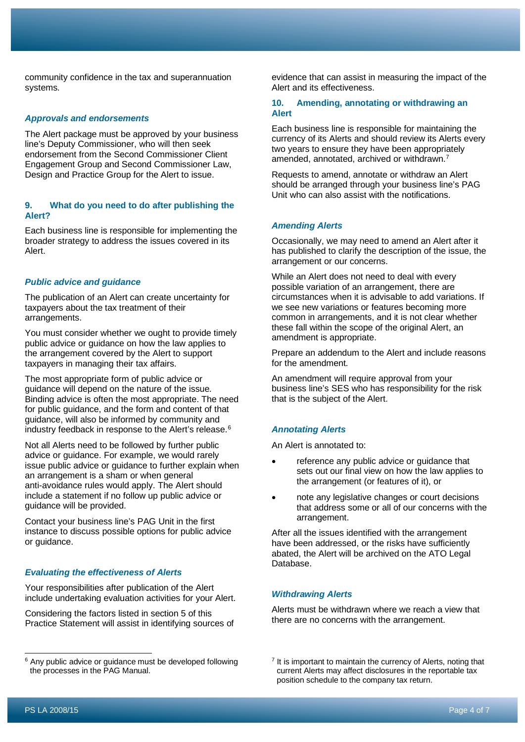community confidence in the tax and superannuation systems.

### *Approvals and endorsements*

The Alert package must be approved by your business line's Deputy Commissioner, who will then seek endorsement from the Second Commissioner Client Engagement Group and Second Commissioner Law, Design and Practice Group for the Alert to issue.

## 9. What do you need to do after publishing the Alert?

Each business line is responsible for implementing the broader strategy to address the issues covered in its Alert.

### *Public advice and guidance*

The publication of an Alert can create uncertainty for taxpayers about the tax treatment of their arrangements.

You must consider whether we ought to provide timely public advice or guidance on how the law applies to the arrangement covered by the Alert to support taxpayers in managing their tax affairs.

The most appropriate form of public advice or guidance will depend on the nature of the issue. Binding advice is often the most appropriate. The need for public guidance, and the form and content of that guidance, will also be informed by community and industry feedback in response to the Alert's release.[6]

Not all Alerts need to be followed by further public advice or guidance. For example, we would rarely issue public advice or guidance to further explain when an arrangement is a sham or when general anti-avoidance rules would apply. The Alert should include a statement if no follow up public advice or guidance will be provided.

Contact your business line's PAG Unit in the first instance to discuss possible options for public advice or guidance.

### *Evaluating the effectiveness of Alerts*

Your responsibilities after publication of the Alert include undertaking evaluation activities for your Alert.

Considering the factors listed in section 5 of this Practice Statement will assist in identifying sources of evidence that can assist in measuring the impact of the Alert and its effectiveness.

## 10. Amending, annotating or withdrawing an Alert

Each business line is responsible for maintaining the currency of its Alerts and should review its Alerts every two years to ensure they have been appropriately amended, annotated, archived or withdrawn.[7]

Requests to amend, annotate or withdraw an Alert should be arranged through your business line's PAG Unit who can also assist with the notifications.

### *Amending Alerts*

Occasionally, we may need to amend an Alert after it has published to clarify the description of the issue, the arrangement or our concerns.

While an Alert does not need to deal with every possible variation of an arrangement, there are circumstances when it is advisable to add variations. If we see new variations or features becoming more common in arrangements, and it is not clear whether these fall within the scope of the original Alert, an amendment is appropriate.

Prepare an addendum to the Alert and include reasons for the amendment.

An amendment will require approval from your business line's SES who has responsibility for the risk that is the subject of the Alert.

### *Annotating Alerts*

An Alert is annotated to:

- reference any public advice or guidance that sets out our final view on how the law applies to the arrangement (or features of it), or
- note any legislative changes or court decisions that address some or all of our concerns with the arrangement.

After all the issues identified with the arrangement have been addressed, or the risks have sufficiently abated, the Alert will be archived on the ATO Legal Database.

### *Withdrawing Alerts*

Alerts must be withdrawn where we reach a view that there are no concerns with the arrangement.

---

[6] Any public advice or guidance must be developed following the processes in the PAG Manual.

[7] It is important to maintain the currency of Alerts, noting that current Alerts may affect disclosures in the reportable tax position schedule to the company tax return.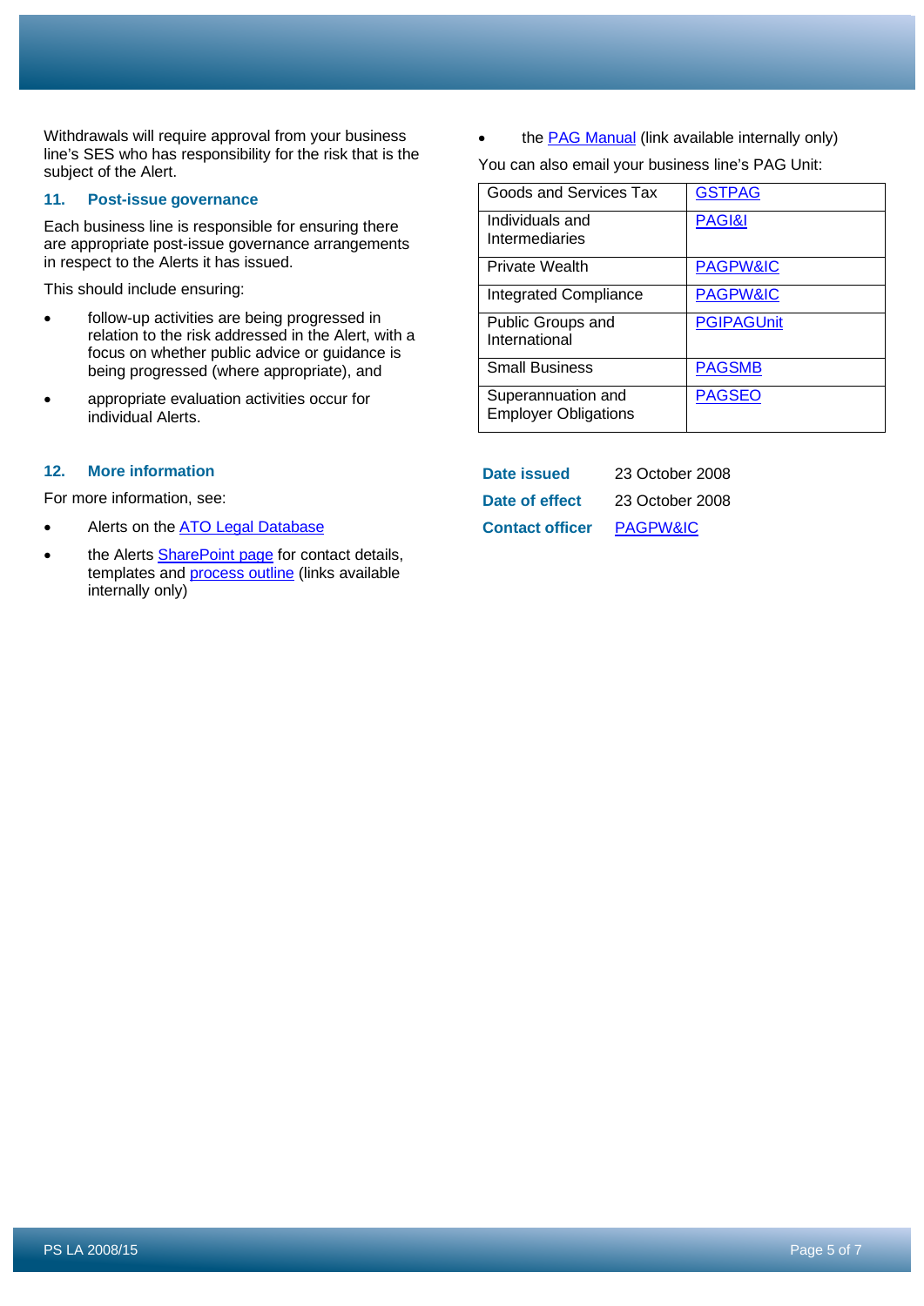Withdrawals will require approval from your business line's SES who has responsibility for the risk that is the subject of the Alert.

## 11. Post-issue governance

Each business line is responsible for ensuring there are appropriate post-issue governance arrangements in respect to the Alerts it has issued.

This should include ensuring:

- follow-up activities are being progressed in relation to the risk addressed in the Alert, with a focus on whether public advice or guidance is being progressed (where appropriate), and
- appropriate evaluation activities occur for individual Alerts.

## 12. More information

For more information, see:

- Alerts on the ATO Legal Database
- the Alerts SharePoint page for contact details, templates and process outline (links available internally only)
- the PAG Manual (link available internally only)

You can also email your business line's PAG Unit:

| | |
|---|---|
| Goods and Services Tax | GSTPAG |
| Individuals and Intermediaries | PAGI&I |
| Private Wealth | PAGPW&IC |
| Integrated Compliance | PAGPW&IC |
| Public Groups and International | PGIPAGUnit |
| Small Business | PAGSMB |
| Superannuation and Employer Obligations | PAGSEO |

**Date issued** 23 October 2008

**Date of effect** 23 October 2008

**Contact officer** PAGPW&IC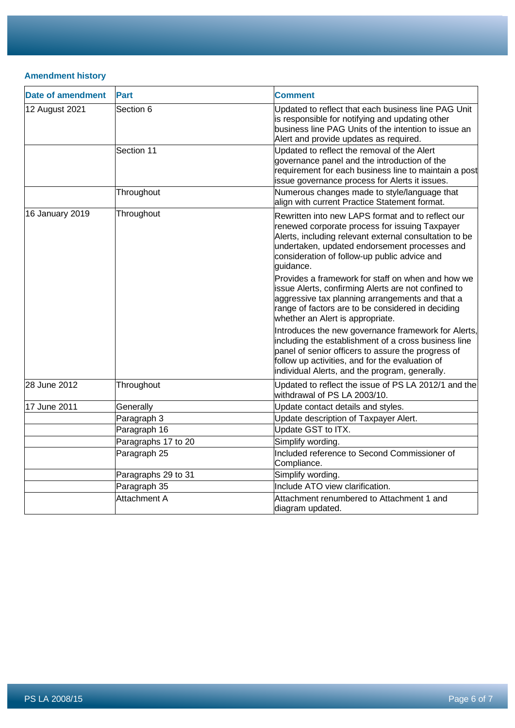### Amendment history

| Date of amendment | Part | Comment |
|---|---|---|
| 12 August 2021 | Section 6 | Updated to reflect that each business line PAG Unit is responsible for notifying and updating other business line PAG Units of the intention to issue an Alert and provide updates as required. |
| | Section 11 | Updated to reflect the removal of the Alert governance panel and the introduction of the requirement for each business line to maintain a post issue governance process for Alerts it issues. |
| | Throughout | Numerous changes made to style/language that align with current Practice Statement format. |
| 16 January 2019 | Throughout | Rewritten into new LAPS format and to reflect our renewed corporate process for issuing Taxpayer Alerts, including relevant external consultation to be undertaken, updated endorsement processes and consideration of follow-up public advice and guidance.<br><br>Provides a framework for staff on when and how we issue Alerts, confirming Alerts are not confined to aggressive tax planning arrangements and that a range of factors are to be considered in deciding whether an Alert is appropriate.<br><br>Introduces the new governance framework for Alerts, including the establishment of a cross business line panel of senior officers to assure the progress of follow up activities, and for the evaluation of individual Alerts, and the program, generally. |
| 28 June 2012 | Throughout | Updated to reflect the issue of PS LA 2012/1 and the withdrawal of PS LA 2003/10. |
| 17 June 2011 | Generally | Update contact details and styles. |
| | Paragraph 3 | Update description of Taxpayer Alert. |
| | Paragraph 16 | Update GST to ITX. |
| | Paragraphs 17 to 20 | Simplify wording. |
| | Paragraph 25 | Included reference to Second Commissioner of Compliance. |
| | Paragraphs 29 to 31 | Simplify wording. |
| | Paragraph 35 | Include ATO view clarification. |
| | Attachment A | Attachment renumbered to Attachment 1 and diagram updated. |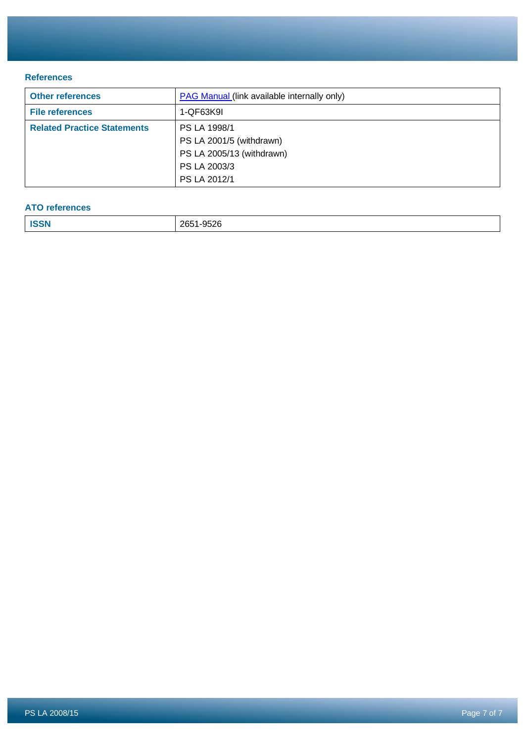## References

| | |
|---|---|
| **Other references** | [PAG Manual](#) (link available internally only) |
| **File references** | 1-QF63K9I |
| **Related Practice Statements** | PS LA 1998/1<br>PS LA 2001/5 (withdrawn)<br>PS LA 2005/13 (withdrawn)<br>PS LA 2003/3<br>PS LA 2012/1 |

## ATO references

| | |
|---|---|
| **ISSN** | 2651-9526 |